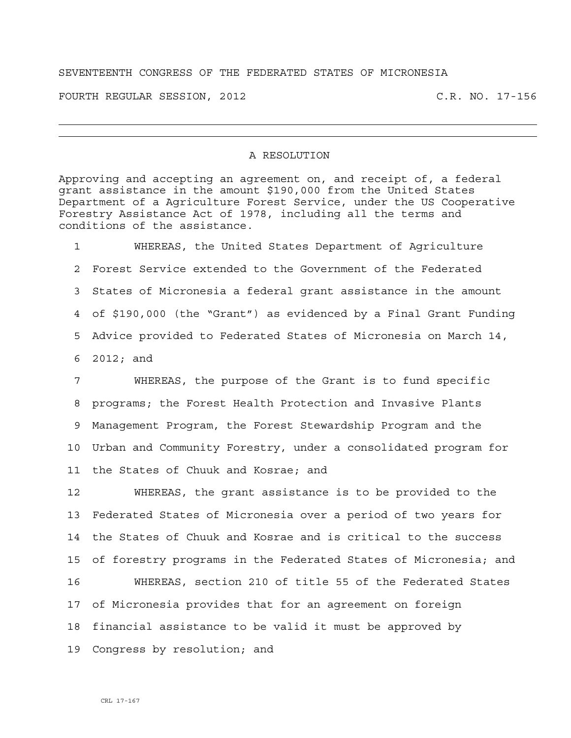SEVENTEENTH CONGRESS OF THE FEDERATED STATES OF MICRONESIA

FOURTH REGULAR SESSION, 2012 C.R. NO. 17-156

---

A RESOLUTION

Approving and accepting an agreement on, and receipt of, a federal grant assistance in the amount $190,000 from the United States Department of a Agriculture Forest Service, under the US Cooperative Forestry Assistance Act of 1978, including all the terms and conditions of the assistance.

1 WHEREAS, the United States Department of Agriculture
2 Forest Service extended to the Government of the Federated
3 States of Micronesia a federal grant assistance in the amount
4 of $190,000 (the "Grant") as evidenced by a Final Grant Funding
5 Advice provided to Federated States of Micronesia on March 14,
6 2012; and

7 WHEREAS, the purpose of the Grant is to fund specific
8 programs; the Forest Health Protection and Invasive Plants
9 Management Program, the Forest Stewardship Program and the
10 Urban and Community Forestry, under a consolidated program for
11 the States of Chuuk and Kosrae; and

12 WHEREAS, the grant assistance is to be provided to the
13 Federated States of Micronesia over a period of two years for
14 the States of Chuuk and Kosrae and is critical to the success
15 of forestry programs in the Federated States of Micronesia; and

16 WHEREAS, section 210 of title 55 of the Federated States
17 of Micronesia provides that for an agreement on foreign
18 financial assistance to be valid it must be approved by
19 Congress by resolution; and

CRL 17-167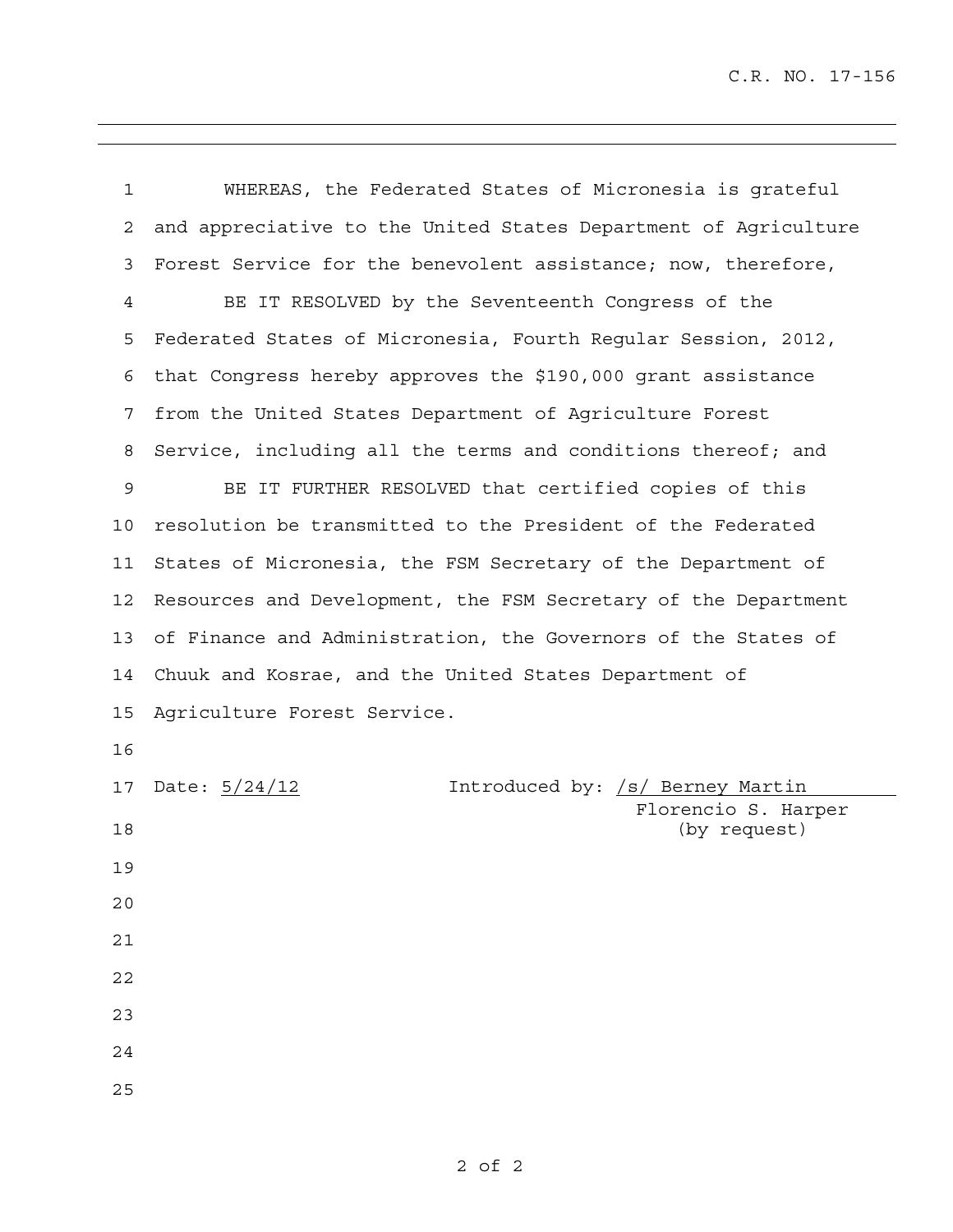WHEREAS, the Federated States of Micronesia is grateful and appreciative to the United States Department of Agriculture Forest Service for the benevolent assistance; now, therefore,

BE IT RESOLVED by the Seventeenth Congress of the Federated States of Micronesia, Fourth Regular Session, 2012, that Congress hereby approves the $190,000 grant assistance from the United States Department of Agriculture Forest Service, including all the terms and conditions thereof; and

BE IT FURTHER RESOLVED that certified copies of this resolution be transmitted to the President of the Federated States of Micronesia, the FSM Secretary of the Department of Resources and Development, the FSM Secretary of the Department of Finance and Administration, the Governors of the States of Chuuk and Kosrae, and the United States Department of Agriculture Forest Service.

Date: 5/24/12

Introduced by: /s/ Berney Martin
Florencio S. Harper
(by request)